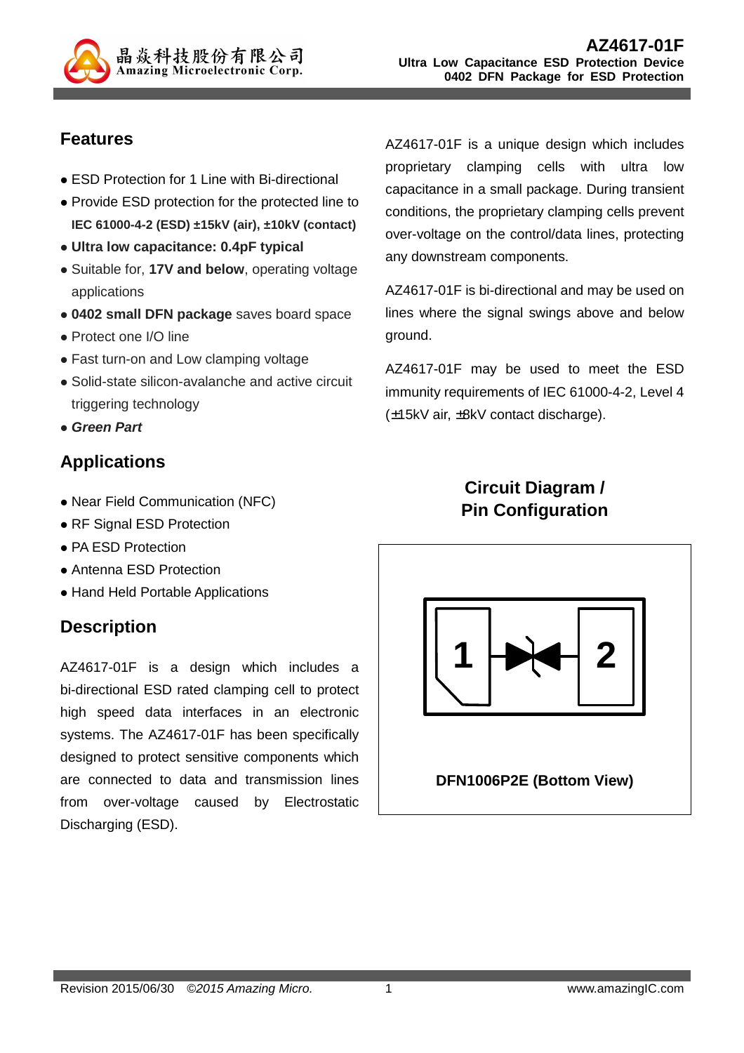# AZ4617-01F

**Ultra Low Capacitance ESD Protection Device**
**0402 DFN Package for ESD Protection**

## Features

- ESD Protection for 1 Line with Bi-directional
- Provide ESD protection for the protected line to **IEC 61000-4-2 (ESD) ±15kV (air), ±10kV (contact)**
- **Ultra low capacitance: 0.4pF typical**
- Suitable for, **17V and below**, operating voltage applications
- **0402 small DFN package** saves board space
- Protect one I/O line
- Fast turn-on and Low clamping voltage
- Solid-state silicon-avalanche and active circuit triggering technology
- ***Green Part***

## Applications

- Near Field Communication (NFC)
- RF Signal ESD Protection
- PA ESD Protection
- Antenna ESD Protection
- Hand Held Portable Applications

## Description

AZ4617-01F is a design which includes a bi-directional ESD rated clamping cell to protect high speed data interfaces in an electronic systems. The AZ4617-01F has been specifically designed to protect sensitive components which are connected to data and transmission lines from over-voltage caused by Electrostatic Discharging (ESD).

AZ4617-01F is a unique design which includes proprietary clamping cells with ultra low capacitance in a small package. During transient conditions, the proprietary clamping cells prevent over-voltage on the control/data lines, protecting any downstream components.

AZ4617-01F is bi-directional and may be used on lines where the signal swings above and below ground.

AZ4617-01F may be used to meet the ESD immunity requirements of IEC 61000-4-2, Level 4 (±15kV air, ±8kV contact discharge).

## Circuit Diagram / Pin Configuration

1 2

**DFN1006P2E (Bottom View)**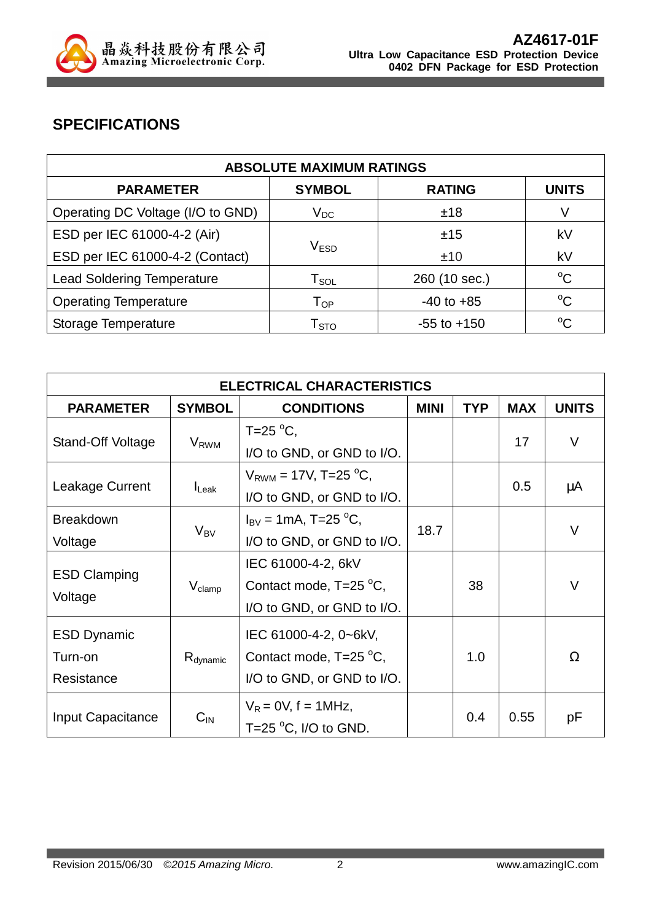## SPECIFICATIONS

| ABSOLUTE MAXIMUM RATINGS | | | |
|---|---|---|---|
| **PARAMETER** | **SYMBOL** | **RATING** | **UNITS** |
| Operating DC Voltage (I/O to GND) | $V_{DC}$ | ±18 | V |
| ESD per IEC 61000-4-2 (Air) | $V_{ESD}$ | ±15 | kV |
| ESD per IEC 61000-4-2 (Contact) | | ±10 | kV |
| Lead Soldering Temperature | $T_{SOL}$ | 260 (10 sec.) | $^{o}$C |
| Operating Temperature | $T_{OP}$ | -40 to +85 | $^{o}$C |
| Storage Temperature | $T_{STO}$ | -55 to +150 | $^{o}$C |

| ELECTRICAL CHARACTERISTICS | | | | | | |
|---|---|---|---|---|---|---|
| **PARAMETER** | **SYMBOL** | **CONDITIONS** | **MINI** | **TYP** | **MAX** | **UNITS** |
| Stand-Off Voltage | $V_{RWM}$ | T=25 $^{o}$C, I/O to GND, or GND to I/O. | | | 17 | V |
| Leakage Current | $I_{Leak}$ | $V_{RWM}$ = 17V, T=25 $^{o}$C, I/O to GND, or GND to I/O. | | | 0.5 | μA |
| Breakdown Voltage | $V_{BV}$ | $I_{BV}$ = 1mA, T=25 $^{o}$C, I/O to GND, or GND to I/O. | 18.7 | | | V |
| ESD Clamping Voltage | $V_{clamp}$ | IEC 61000-4-2, 6kV Contact mode, T=25 $^{o}$C, I/O to GND, or GND to I/O. | | 38 | | V |
| ESD Dynamic Turn-on Resistance | $R_{dynamic}$ | IEC 61000-4-2, 0~6kV, Contact mode, T=25 $^{o}$C, I/O to GND, or GND to I/O. | | 1.0 | | Ω |
| Input Capacitance | $C_{IN}$ | $V_R$ = 0V, f = 1MHz, T=25 $^{o}$C, I/O to GND. | | 0.4 | 0.55 | pF |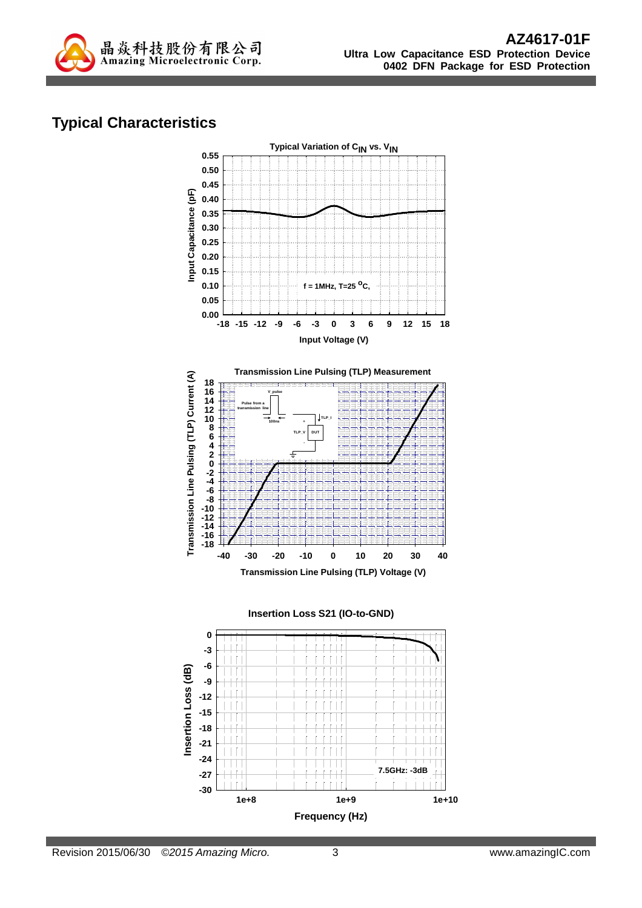## Typical Characteristics

**Typical Variation of $C_{IN}$ vs. $V_{IN}$**

f = 1MHz, T=25 °C,

Input Capacitance (pF)

Input Voltage (V)

**Transmission Line Pulsing (TLP) Measurement**

Transmission Line Pulsing (TLP) Current (A)

Transmission Line Pulsing (TLP) Voltage (V)

**Insertion Loss S21 (IO-to-GND)**

7.5GHz: -3dB

Insertion Loss (dB)

Frequency (Hz)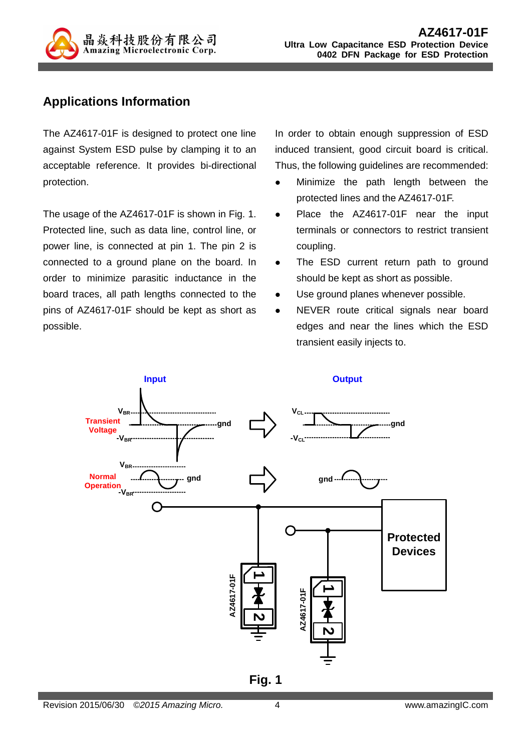## Applications Information

The AZ4617-01F is designed to protect one line against System ESD pulse by clamping it to an acceptable reference. It provides bi-directional protection.

The usage of the AZ4617-01F is shown in Fig. 1. Protected line, such as data line, control line, or power line, is connected at pin 1. The pin 2 is connected to a ground plane on the board. In order to minimize parasitic inductance in the board traces, all path lengths connected to the pins of AZ4617-01F should be kept as short as possible.

In order to obtain enough suppression of ESD induced transient, good circuit board is critical. Thus, the following guidelines are recommended:

- Minimize the path length between the protected lines and the AZ4617-01F.
- Place the AZ4617-01F near the input terminals or connectors to restrict transient coupling.
- The ESD current return path to ground should be kept as short as possible.
- Use ground planes whenever possible.
- NEVER route critical signals near board edges and near the lines which the ESD transient easily injects to.

**Fig. 1**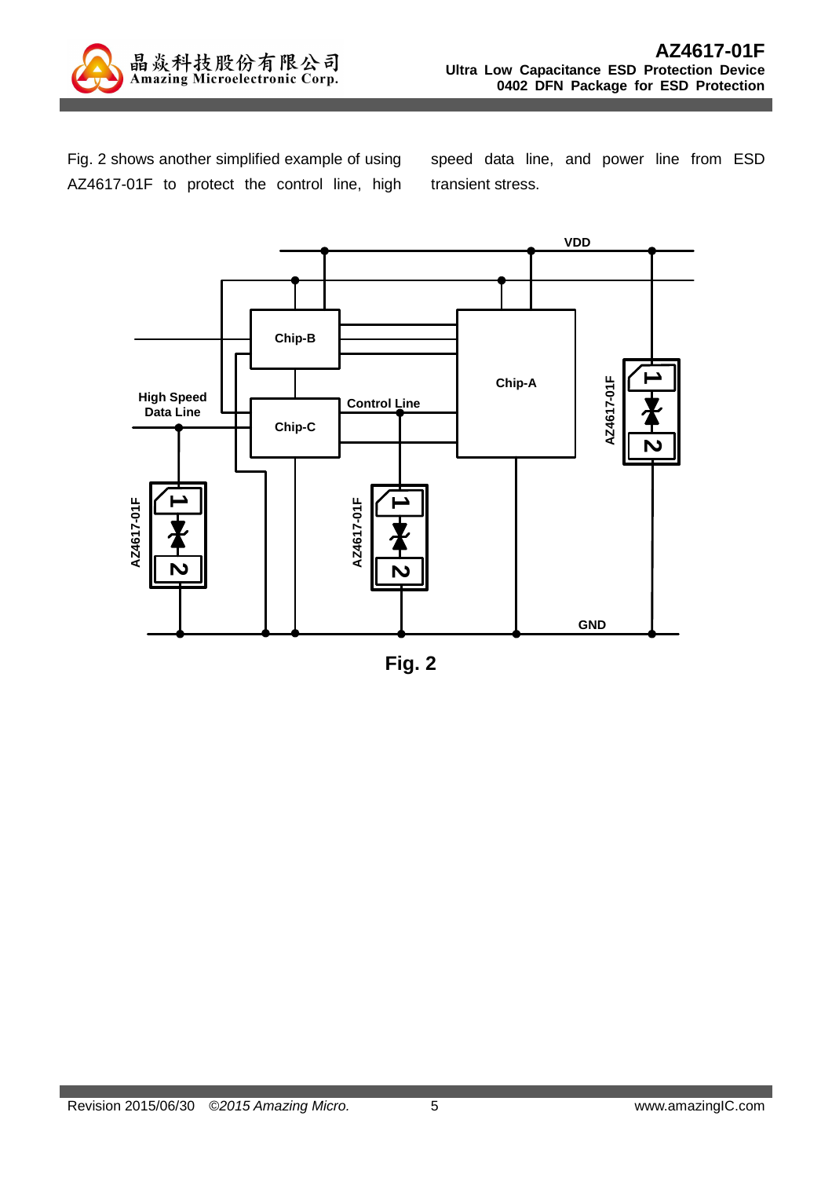Fig. 2 shows another simplified example of using AZ4617-01F to protect the control line, high speed data line, and power line from ESD transient stress.

Fig. 2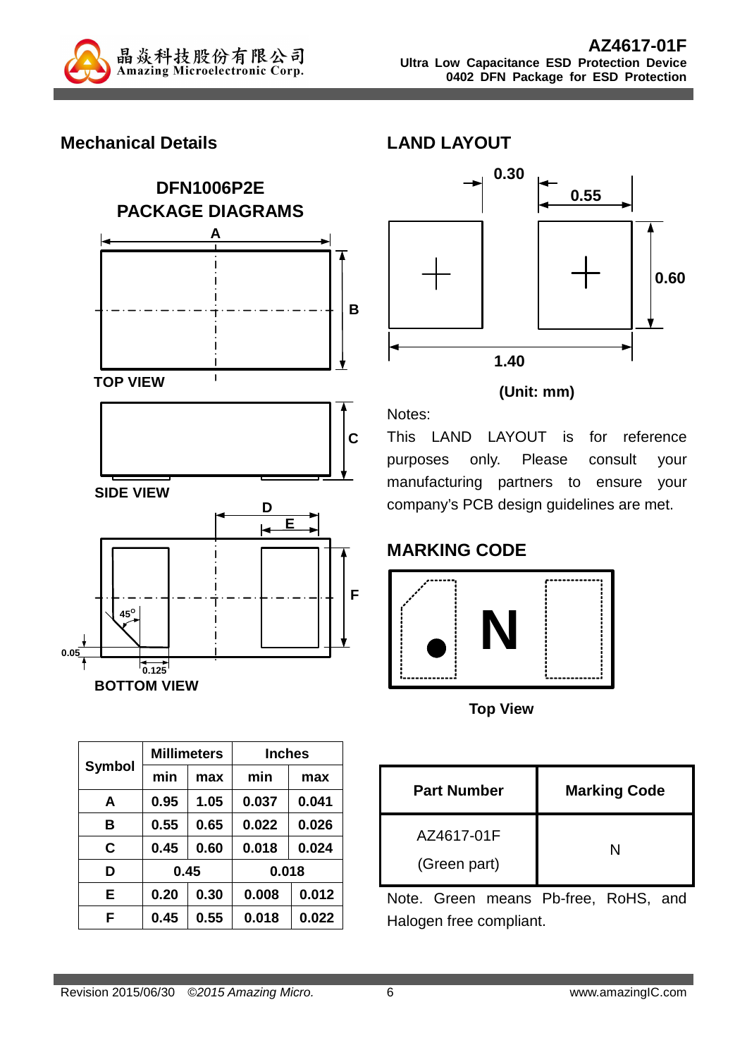## Mechanical Details

### DFN1006P2E PACKAGE DIAGRAMS

TOP VIEW

SIDE VIEW

BOTTOM VIEW

| Symbol | Millimeters | | Inches | |
|---|---|---|---|---|
| | min | max | min | max |
| A | 0.95 | 1.05 | 0.037 | 0.041 |
| B | 0.55 | 0.65 | 0.022 | 0.026 |
| C | 0.45 | 0.60 | 0.018 | 0.024 |
| D | 0.45 | | 0.018 | |
| E | 0.20 | 0.30 | 0.008 | 0.012 |
| F | 0.45 | 0.55 | 0.018 | 0.022 |

## LAND LAYOUT

0.30 0.55 0.60 1.40

(Unit: mm)

Notes:

This LAND LAYOUT is for reference purposes only. Please consult your manufacturing partners to ensure your company's PCB design guidelines are met.

## MARKING CODE

N

Top View

| Part Number | Marking Code |
|---|---|
| AZ4617-01F (Green part) | N |

Note. Green means Pb-free, RoHS, and Halogen free compliant.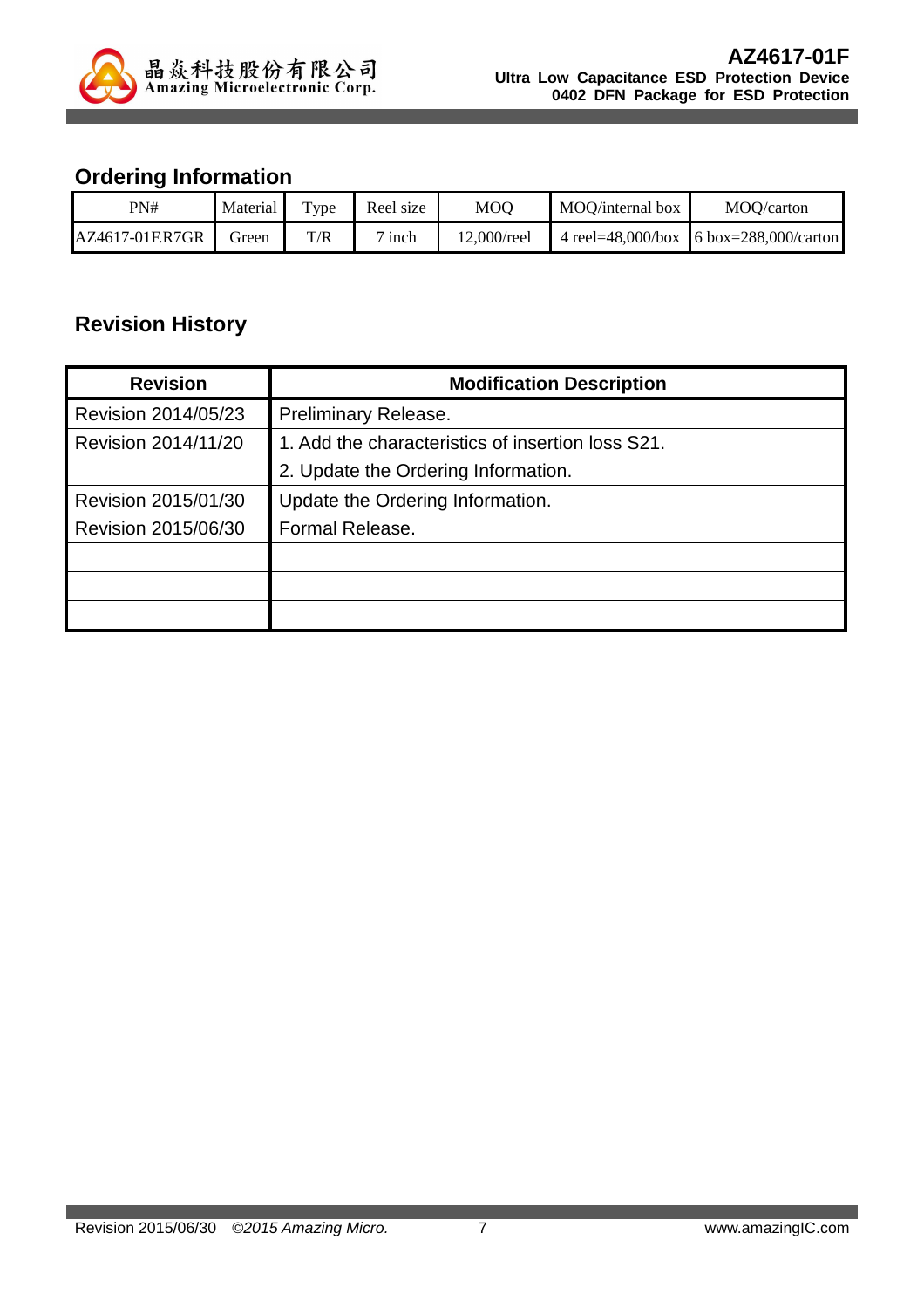## Ordering Information

| PN# | Material | Type | Reel size | MOQ | MOQ/internal box | MOQ/carton |
|---|---|---|---|---|---|---|
| AZ4617-01F.R7GR | Green | T/R | 7 inch | 12,000/reel | 4 reel=48,000/box | 6 box=288,000/carton |

## Revision History

| Revision | Modification Description |
|---|---|
| Revision 2014/05/23 | Preliminary Release. |
| Revision 2014/11/20 | 1. Add the characteristics of insertion loss S21.<br>2. Update the Ordering Information. |
| Revision 2015/01/30 | Update the Ordering Information. |
| Revision 2015/06/30 | Formal Release. |
| | |
| | |
| | |